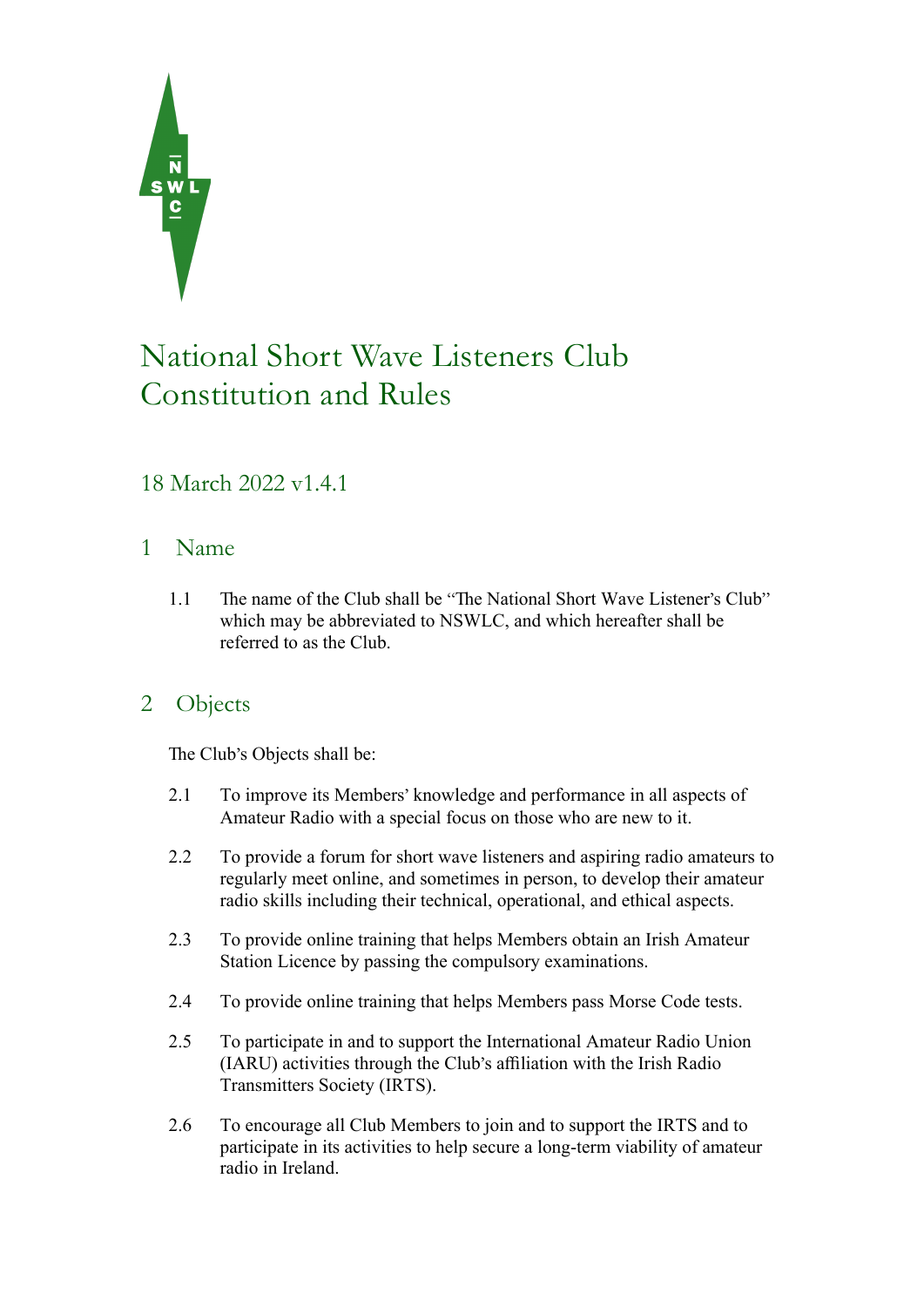# National Short Wave Listeners Club Constitution and Rules

18 March 2022 v1.4.1

## 1 Name

1.1 The name of the Club shall be "The National Short Wave Listener's Club" which may be abbreviated to NSWLC, and which hereafter shall be referred to as the Club.

## 2 Objects

The Club's Objects shall be:

2.1 To improve its Members' knowledge and performance in all aspects of Amateur Radio with a special focus on those who are new to it.

2.2 To provide a forum for short wave listeners and aspiring radio amateurs to regularly meet online, and sometimes in person, to develop their amateur radio skills including their technical, operational, and ethical aspects.

2.3 To provide online training that helps Members obtain an Irish Amateur Station Licence by passing the compulsory examinations.

2.4 To provide online training that helps Members pass Morse Code tests.

2.5 To participate in and to support the International Amateur Radio Union (IARU) activities through the Club's affiliation with the Irish Radio Transmitters Society (IRTS).

2.6 To encourage all Club Members to join and to support the IRTS and to participate in its activities to help secure a long-term viability of amateur radio in Ireland.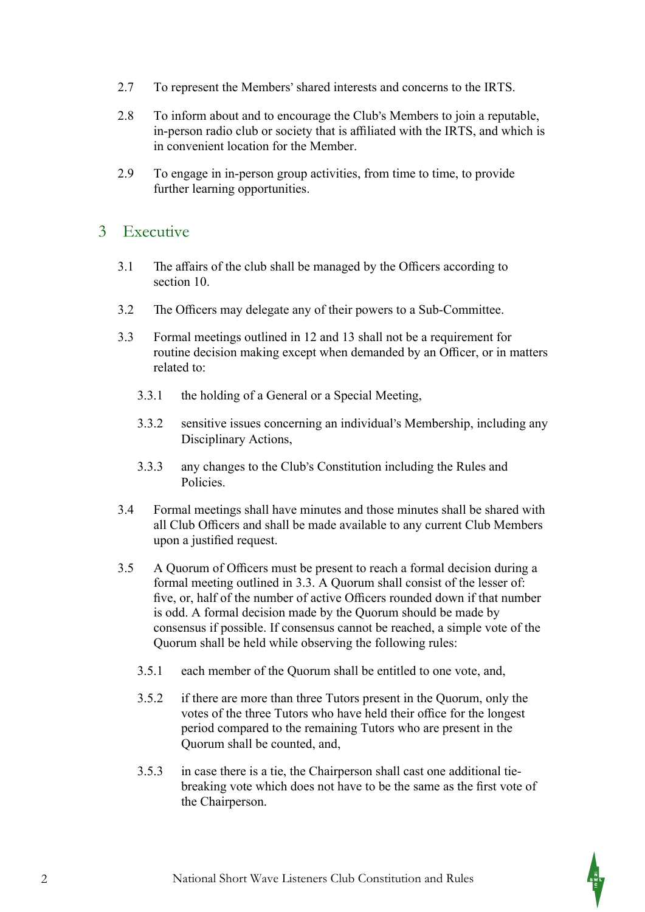2.7 To represent the Members' shared interests and concerns to the IRTS.

2.8 To inform about and to encourage the Club's Members to join a reputable, in-person radio club or society that is affiliated with the IRTS, and which is in convenient location for the Member.

2.9 To engage in in-person group activities, from time to time, to provide further learning opportunities.

## 3 Executive

3.1 The affairs of the club shall be managed by the Officers according to section 10.

3.2 The Officers may delegate any of their powers to a Sub-Committee.

3.3 Formal meetings outlined in 12 and 13 shall not be a requirement for routine decision making except when demanded by an Officer, or in matters related to:

- 3.3.1 the holding of a General or a Special Meeting,
- 3.3.2 sensitive issues concerning an individual's Membership, including any Disciplinary Actions,
- 3.3.3 any changes to the Club's Constitution including the Rules and Policies.

3.4 Formal meetings shall have minutes and those minutes shall be shared with all Club Officers and shall be made available to any current Club Members upon a justified request.

3.5 A Quorum of Officers must be present to reach a formal decision during a formal meeting outlined in 3.3. A Quorum shall consist of the lesser of: five, or, half of the number of active Officers rounded down if that number is odd. A formal decision made by the Quorum should be made by consensus if possible. If consensus cannot be reached, a simple vote of the Quorum shall be held while observing the following rules:

- 3.5.1 each member of the Quorum shall be entitled to one vote, and,
- 3.5.2 if there are more than three Tutors present in the Quorum, only the votes of the three Tutors who have held their office for the longest period compared to the remaining Tutors who are present in the Quorum shall be counted, and,
- 3.5.3 in case there is a tie, the Chairperson shall cast one additional tie-breaking vote which does not have to be the same as the first vote of the Chairperson.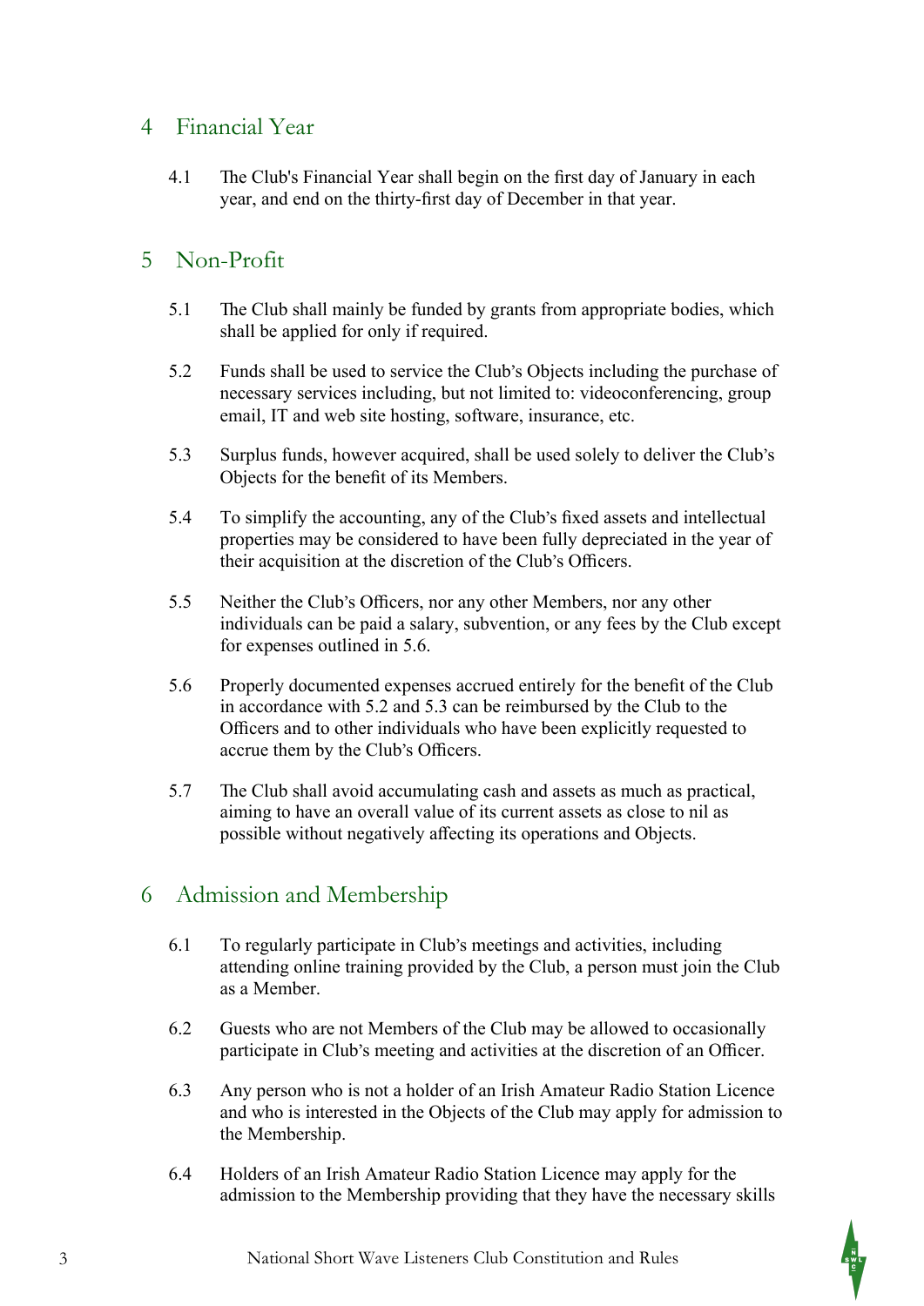## 4 Financial Year

4.1 The Club's Financial Year shall begin on the first day of January in each year, and end on the thirty-first day of December in that year.

## 5 Non-Profit

5.1 The Club shall mainly be funded by grants from appropriate bodies, which shall be applied for only if required.

5.2 Funds shall be used to service the Club's Objects including the purchase of necessary services including, but not limited to: videoconferencing, group email, IT and web site hosting, software, insurance, etc.

5.3 Surplus funds, however acquired, shall be used solely to deliver the Club's Objects for the benefit of its Members.

5.4 To simplify the accounting, any of the Club's fixed assets and intellectual properties may be considered to have been fully depreciated in the year of their acquisition at the discretion of the Club's Officers.

5.5 Neither the Club's Officers, nor any other Members, nor any other individuals can be paid a salary, subvention, or any fees by the Club except for expenses outlined in 5.6.

5.6 Properly documented expenses accrued entirely for the benefit of the Club in accordance with 5.2 and 5.3 can be reimbursed by the Club to the Officers and to other individuals who have been explicitly requested to accrue them by the Club's Officers.

5.7 The Club shall avoid accumulating cash and assets as much as practical, aiming to have an overall value of its current assets as close to nil as possible without negatively affecting its operations and Objects.

## 6 Admission and Membership

6.1 To regularly participate in Club's meetings and activities, including attending online training provided by the Club, a person must join the Club as a Member.

6.2 Guests who are not Members of the Club may be allowed to occasionally participate in Club's meeting and activities at the discretion of an Officer.

6.3 Any person who is not a holder of an Irish Amateur Radio Station Licence and who is interested in the Objects of the Club may apply for admission to the Membership.

6.4 Holders of an Irish Amateur Radio Station Licence may apply for the admission to the Membership providing that they have the necessary skills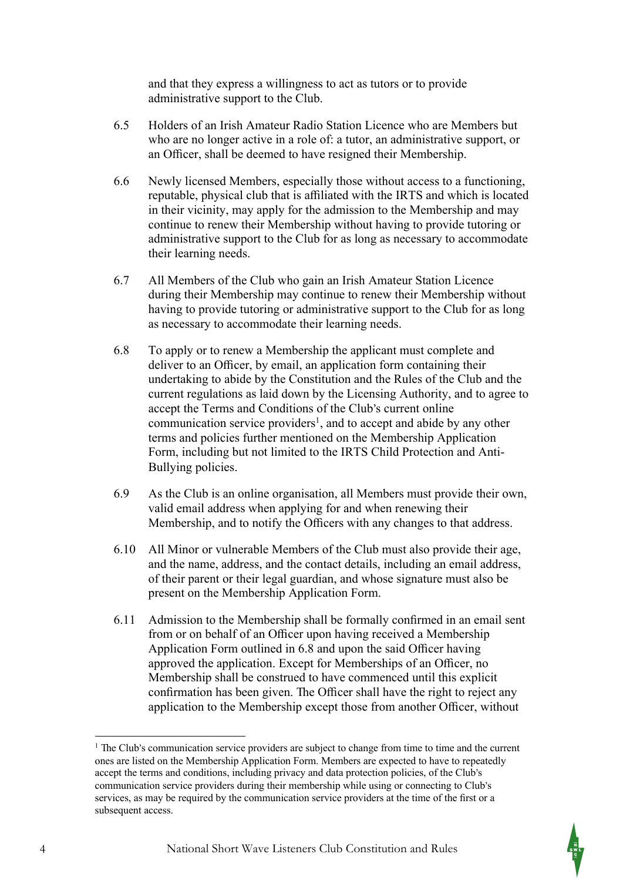and that they express a willingness to act as tutors or to provide administrative support to the Club.

6.5 Holders of an Irish Amateur Radio Station Licence who are Members but who are no longer active in a role of: a tutor, an administrative support, or an Officer, shall be deemed to have resigned their Membership.

6.6 Newly licensed Members, especially those without access to a functioning, reputable, physical club that is affiliated with the IRTS and which is located in their vicinity, may apply for the admission to the Membership and may continue to renew their Membership without having to provide tutoring or administrative support to the Club for as long as necessary to accommodate their learning needs.

6.7 All Members of the Club who gain an Irish Amateur Station Licence during their Membership may continue to renew their Membership without having to provide tutoring or administrative support to the Club for as long as necessary to accommodate their learning needs.

6.8 To apply or to renew a Membership the applicant must complete and deliver to an Officer, by email, an application form containing their undertaking to abide by the Constitution and the Rules of the Club and the current regulations as laid down by the Licensing Authority, and to agree to accept the Terms and Conditions of the Club's current online communication service providers[1], and to accept and abide by any other terms and policies further mentioned on the Membership Application Form, including but not limited to the IRTS Child Protection and Anti-Bullying policies.

6.9 As the Club is an online organisation, all Members must provide their own, valid email address when applying for and when renewing their Membership, and to notify the Officers with any changes to that address.

6.10 All Minor or vulnerable Members of the Club must also provide their age, and the name, address, and the contact details, including an email address, of their parent or their legal guardian, and whose signature must also be present on the Membership Application Form.

6.11 Admission to the Membership shall be formally confirmed in an email sent from or on behalf of an Officer upon having received a Membership Application Form outlined in 6.8 and upon the said Officer having approved the application. Except for Memberships of an Officer, no Membership shall be construed to have commenced until this explicit confirmation has been given. The Officer shall have the right to reject any application to the Membership except those from another Officer, without

[1] The Club's communication service providers are subject to change from time to time and the current ones are listed on the Membership Application Form. Members are expected to have to repeatedly accept the terms and conditions, including privacy and data protection policies, of the Club's communication service providers during their membership while using or connecting to Club's services, as may be required by the communication service providers at the time of the first or a subsequent access.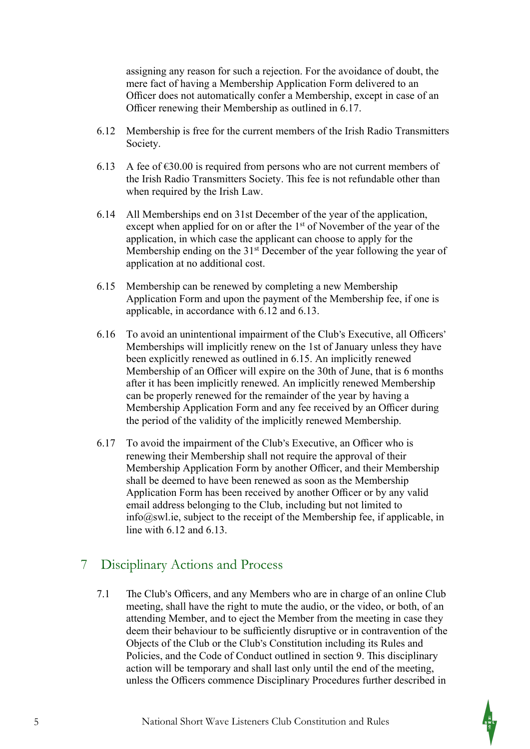assigning any reason for such a rejection. For the avoidance of doubt, the mere fact of having a Membership Application Form delivered to an Officer does not automatically confer a Membership, except in case of an Officer renewing their Membership as outlined in 6.17.

6.12 Membership is free for the current members of the Irish Radio Transmitters Society.

6.13 A fee of €30.00 is required from persons who are not current members of the Irish Radio Transmitters Society. This fee is not refundable other than when required by the Irish Law.

6.14 All Memberships end on 31st December of the year of the application, except when applied for on or after the 1st of November of the year of the application, in which case the applicant can choose to apply for the Membership ending on the 31st December of the year following the year of application at no additional cost.

6.15 Membership can be renewed by completing a new Membership Application Form and upon the payment of the Membership fee, if one is applicable, in accordance with 6.12 and 6.13.

6.16 To avoid an unintentional impairment of the Club's Executive, all Officers' Memberships will implicitly renew on the 1st of January unless they have been explicitly renewed as outlined in 6.15. An implicitly renewed Membership of an Officer will expire on the 30th of June, that is 6 months after it has been implicitly renewed. An implicitly renewed Membership can be properly renewed for the remainder of the year by having a Membership Application Form and any fee received by an Officer during the period of the validity of the implicitly renewed Membership.

6.17 To avoid the impairment of the Club's Executive, an Officer who is renewing their Membership shall not require the approval of their Membership Application Form by another Officer, and their Membership shall be deemed to have been renewed as soon as the Membership Application Form has been received by another Officer or by any valid email address belonging to the Club, including but not limited to info@swl.ie, subject to the receipt of the Membership fee, if applicable, in line with 6.12 and 6.13.

## 7 Disciplinary Actions and Process

7.1 The Club's Officers, and any Members who are in charge of an online Club meeting, shall have the right to mute the audio, or the video, or both, of an attending Member, and to eject the Member from the meeting in case they deem their behaviour to be sufficiently disruptive or in contravention of the Objects of the Club or the Club's Constitution including its Rules and Policies, and the Code of Conduct outlined in section 9. This disciplinary action will be temporary and shall last only until the end of the meeting, unless the Officers commence Disciplinary Procedures further described in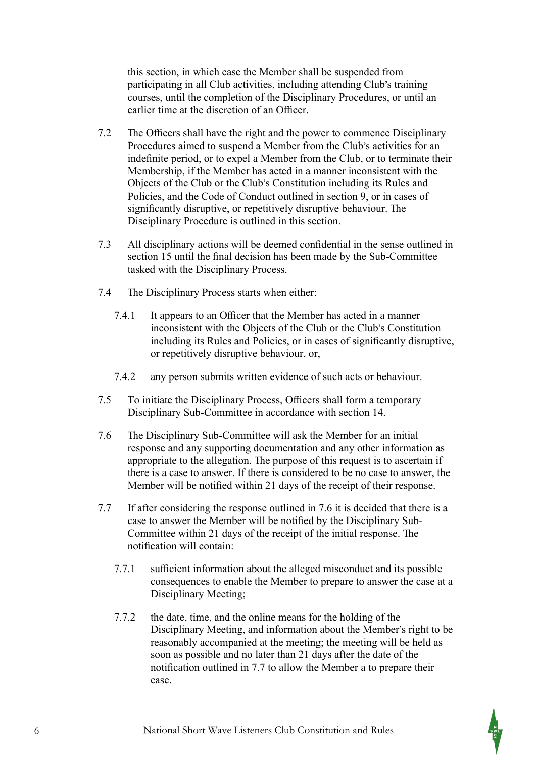this section, in which case the Member shall be suspended from participating in all Club activities, including attending Club's training courses, until the completion of the Disciplinary Procedures, or until an earlier time at the discretion of an Officer.

7.2 The Officers shall have the right and the power to commence Disciplinary Procedures aimed to suspend a Member from the Club's activities for an indefinite period, or to expel a Member from the Club, or to terminate their Membership, if the Member has acted in a manner inconsistent with the Objects of the Club or the Club's Constitution including its Rules and Policies, and the Code of Conduct outlined in section 9, or in cases of significantly disruptive, or repetitively disruptive behaviour. The Disciplinary Procedure is outlined in this section.

7.3 All disciplinary actions will be deemed confidential in the sense outlined in section 15 until the final decision has been made by the Sub-Committee tasked with the Disciplinary Process.

7.4 The Disciplinary Process starts when either:

- 7.4.1 It appears to an Officer that the Member has acted in a manner inconsistent with the Objects of the Club or the Club's Constitution including its Rules and Policies, or in cases of significantly disruptive, or repetitively disruptive behaviour, or,
- 7.4.2 any person submits written evidence of such acts or behaviour.

7.5 To initiate the Disciplinary Process, Officers shall form a temporary Disciplinary Sub-Committee in accordance with section 14.

7.6 The Disciplinary Sub-Committee will ask the Member for an initial response and any supporting documentation and any other information as appropriate to the allegation. The purpose of this request is to ascertain if there is a case to answer. If there is considered to be no case to answer, the Member will be notified within 21 days of the receipt of their response.

7.7 If after considering the response outlined in 7.6 it is decided that there is a case to answer the Member will be notified by the Disciplinary Sub-Committee within 21 days of the receipt of the initial response. The notification will contain:

- 7.7.1 sufficient information about the alleged misconduct and its possible consequences to enable the Member to prepare to answer the case at a Disciplinary Meeting;
- 7.7.2 the date, time, and the online means for the holding of the Disciplinary Meeting, and information about the Member's right to be reasonably accompanied at the meeting; the meeting will be held as soon as possible and no later than 21 days after the date of the notification outlined in 7.7 to allow the Member a to prepare their case.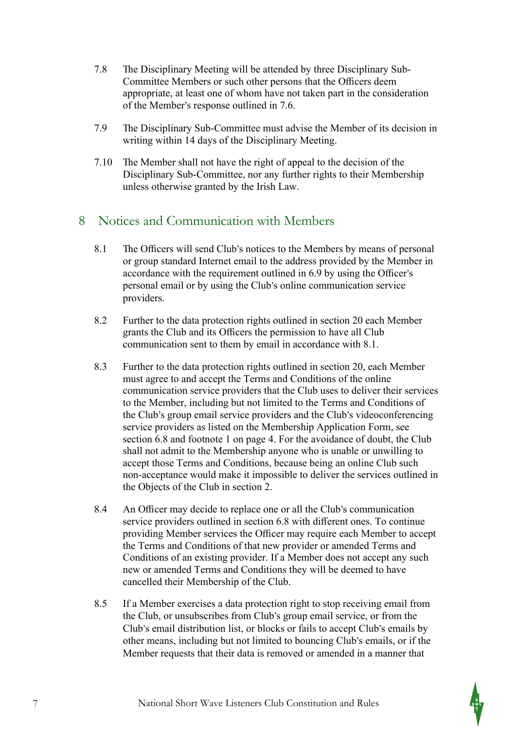7.8 The Disciplinary Meeting will be attended by three Disciplinary Sub-Committee Members or such other persons that the Officers deem appropriate, at least one of whom have not taken part in the consideration of the Member's response outlined in 7.6.

7.9 The Disciplinary Sub-Committee must advise the Member of its decision in writing within 14 days of the Disciplinary Meeting.

7.10 The Member shall not have the right of appeal to the decision of the Disciplinary Sub-Committee, nor any further rights to their Membership unless otherwise granted by the Irish Law.

## 8 Notices and Communication with Members

8.1 The Officers will send Club's notices to the Members by means of personal or group standard Internet email to the address provided by the Member in accordance with the requirement outlined in 6.9 by using the Officer's personal email or by using the Club's online communication service providers.

8.2 Further to the data protection rights outlined in section 20 each Member grants the Club and its Officers the permission to have all Club communication sent to them by email in accordance with 8.1.

8.3 Further to the data protection rights outlined in section 20, each Member must agree to and accept the Terms and Conditions of the online communication service providers that the Club uses to deliver their services to the Member, including but not limited to the Terms and Conditions of the Club's group email service providers and the Club's videoconferencing service providers as listed on the Membership Application Form, see section 6.8 and footnote 1 on page 4. For the avoidance of doubt, the Club shall not admit to the Membership anyone who is unable or unwilling to accept those Terms and Conditions, because being an online Club such non-acceptance would make it impossible to deliver the services outlined in the Objects of the Club in section 2.

8.4 An Officer may decide to replace one or all the Club's communication service providers outlined in section 6.8 with different ones. To continue providing Member services the Officer may require each Member to accept the Terms and Conditions of that new provider or amended Terms and Conditions of an existing provider. If a Member does not accept any such new or amended Terms and Conditions they will be deemed to have cancelled their Membership of the Club.

8.5 If a Member exercises a data protection right to stop receiving email from the Club, or unsubscribes from Club's group email service, or from the Club's email distribution list, or blocks or fails to accept Club's emails by other means, including but not limited to bouncing Club's emails, or if the Member requests that their data is removed or amended in a manner that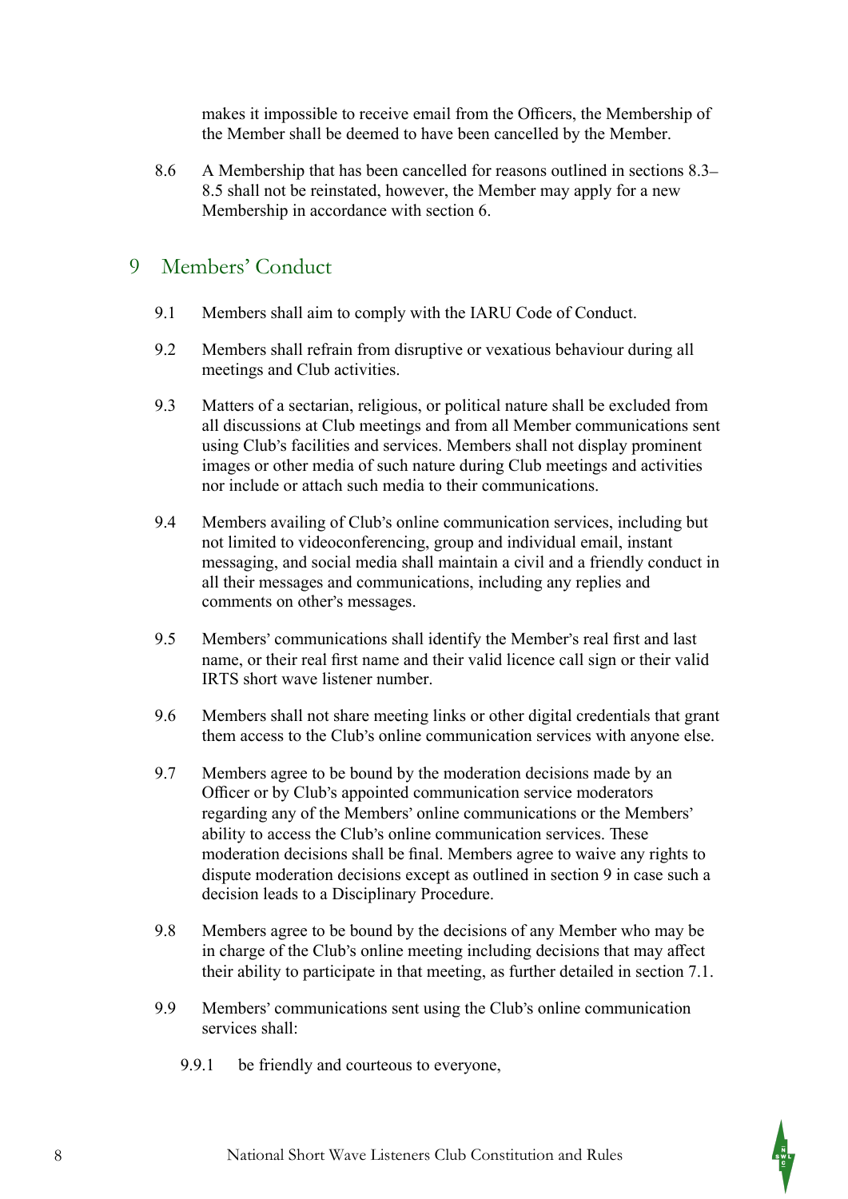makes it impossible to receive email from the Officers, the Membership of the Member shall be deemed to have been cancelled by the Member.

8.6 A Membership that has been cancelled for reasons outlined in sections 8.3–8.5 shall not be reinstated, however, the Member may apply for a new Membership in accordance with section 6.

## 9 Members' Conduct

9.1 Members shall aim to comply with the IARU Code of Conduct.

9.2 Members shall refrain from disruptive or vexatious behaviour during all meetings and Club activities.

9.3 Matters of a sectarian, religious, or political nature shall be excluded from all discussions at Club meetings and from all Member communications sent using Club's facilities and services. Members shall not display prominent images or other media of such nature during Club meetings and activities nor include or attach such media to their communications.

9.4 Members availing of Club's online communication services, including but not limited to videoconferencing, group and individual email, instant messaging, and social media shall maintain a civil and a friendly conduct in all their messages and communications, including any replies and comments on other's messages.

9.5 Members' communications shall identify the Member's real first and last name, or their real first name and their valid licence call sign or their valid IRTS short wave listener number.

9.6 Members shall not share meeting links or other digital credentials that grant them access to the Club's online communication services with anyone else.

9.7 Members agree to be bound by the moderation decisions made by an Officer or by Club's appointed communication service moderators regarding any of the Members' online communications or the Members' ability to access the Club's online communication services. These moderation decisions shall be final. Members agree to waive any rights to dispute moderation decisions except as outlined in section 9 in case such a decision leads to a Disciplinary Procedure.

9.8 Members agree to be bound by the decisions of any Member who may be in charge of the Club's online meeting including decisions that may affect their ability to participate in that meeting, as further detailed in section 7.1.

9.9 Members' communications sent using the Club's online communication services shall:

9.9.1 be friendly and courteous to everyone,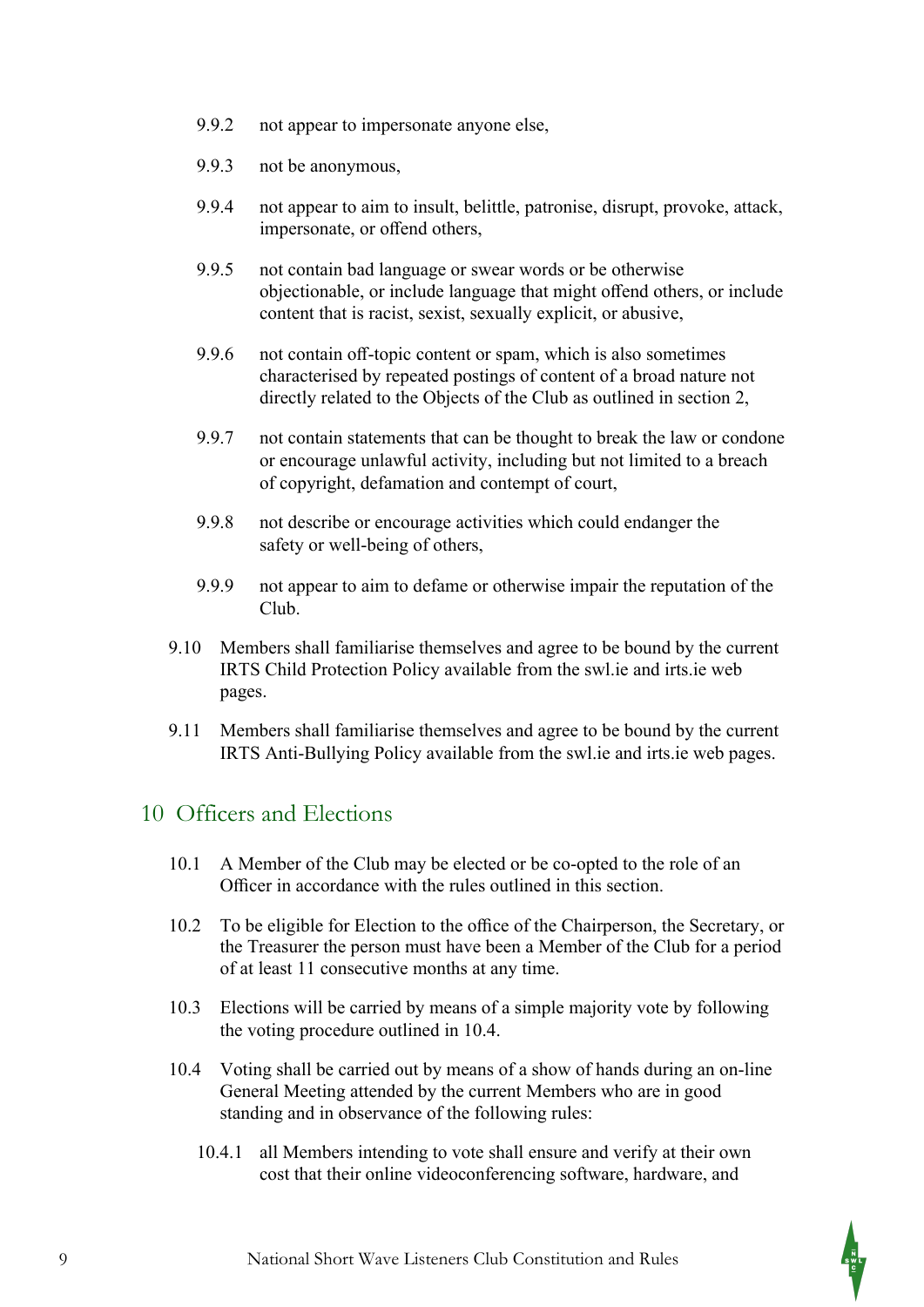9.9.2 not appear to impersonate anyone else,

9.9.3 not be anonymous,

9.9.4 not appear to aim to insult, belittle, patronise, disrupt, provoke, attack, impersonate, or offend others,

9.9.5 not contain bad language or swear words or be otherwise objectionable, or include language that might offend others, or include content that is racist, sexist, sexually explicit, or abusive,

9.9.6 not contain off-topic content or spam, which is also sometimes characterised by repeated postings of content of a broad nature not directly related to the Objects of the Club as outlined in section 2,

9.9.7 not contain statements that can be thought to break the law or condone or encourage unlawful activity, including but not limited to a breach of copyright, defamation and contempt of court,

9.9.8 not describe or encourage activities which could endanger the safety or well-being of others,

9.9.9 not appear to aim to defame or otherwise impair the reputation of the Club.

9.10 Members shall familiarise themselves and agree to be bound by the current IRTS Child Protection Policy available from the swl.ie and irts.ie web pages.

9.11 Members shall familiarise themselves and agree to be bound by the current IRTS Anti-Bullying Policy available from the swl.ie and irts.ie web pages.

## 10 Officers and Elections

10.1 A Member of the Club may be elected or be co-opted to the role of an Officer in accordance with the rules outlined in this section.

10.2 To be eligible for Election to the office of the Chairperson, the Secretary, or the Treasurer the person must have been a Member of the Club for a period of at least 11 consecutive months at any time.

10.3 Elections will be carried by means of a simple majority vote by following the voting procedure outlined in 10.4.

10.4 Voting shall be carried out by means of a show of hands during an on-line General Meeting attended by the current Members who are in good standing and in observance of the following rules:

10.4.1 all Members intending to vote shall ensure and verify at their own cost that their online videoconferencing software, hardware, and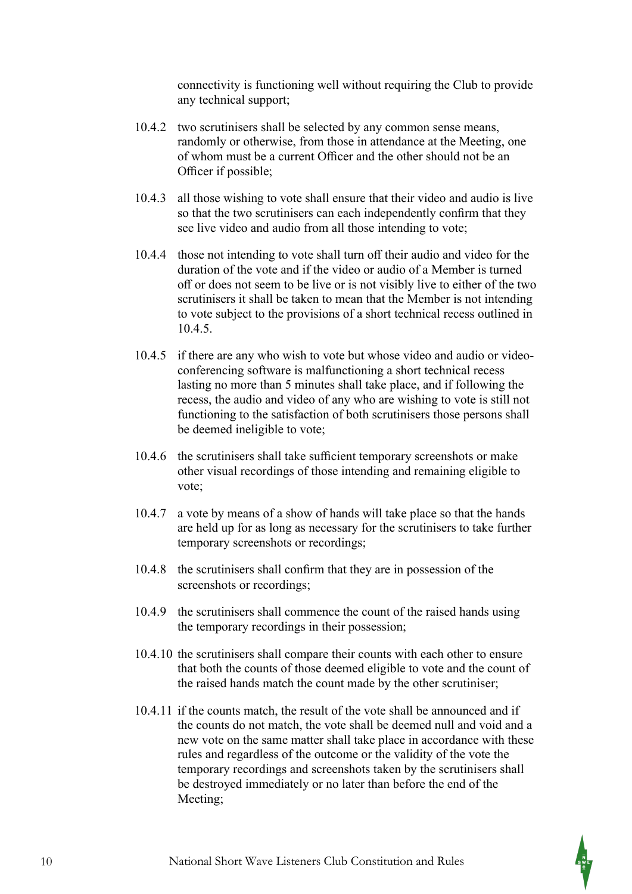connectivity is functioning well without requiring the Club to provide any technical support;

10.4.2 two scrutinisers shall be selected by any common sense means, randomly or otherwise, from those in attendance at the Meeting, one of whom must be a current Officer and the other should not be an Officer if possible;

10.4.3 all those wishing to vote shall ensure that their video and audio is live so that the two scrutinisers can each independently confirm that they see live video and audio from all those intending to vote;

10.4.4 those not intending to vote shall turn off their audio and video for the duration of the vote and if the video or audio of a Member is turned off or does not seem to be live or is not visibly live to either of the two scrutinisers it shall be taken to mean that the Member is not intending to vote subject to the provisions of a short technical recess outlined in 10.4.5.

10.4.5 if there are any who wish to vote but whose video and audio or video-conferencing software is malfunctioning a short technical recess lasting no more than 5 minutes shall take place, and if following the recess, the audio and video of any who are wishing to vote is still not functioning to the satisfaction of both scrutinisers those persons shall be deemed ineligible to vote;

10.4.6 the scrutinisers shall take sufficient temporary screenshots or make other visual recordings of those intending and remaining eligible to vote;

10.4.7 a vote by means of a show of hands will take place so that the hands are held up for as long as necessary for the scrutinisers to take further temporary screenshots or recordings;

10.4.8 the scrutinisers shall confirm that they are in possession of the screenshots or recordings;

10.4.9 the scrutinisers shall commence the count of the raised hands using the temporary recordings in their possession;

10.4.10 the scrutinisers shall compare their counts with each other to ensure that both the counts of those deemed eligible to vote and the count of the raised hands match the count made by the other scrutiniser;

10.4.11 if the counts match, the result of the vote shall be announced and if the counts do not match, the vote shall be deemed null and void and a new vote on the same matter shall take place in accordance with these rules and regardless of the outcome or the validity of the vote the temporary recordings and screenshots taken by the scrutinisers shall be destroyed immediately or no later than before the end of the Meeting;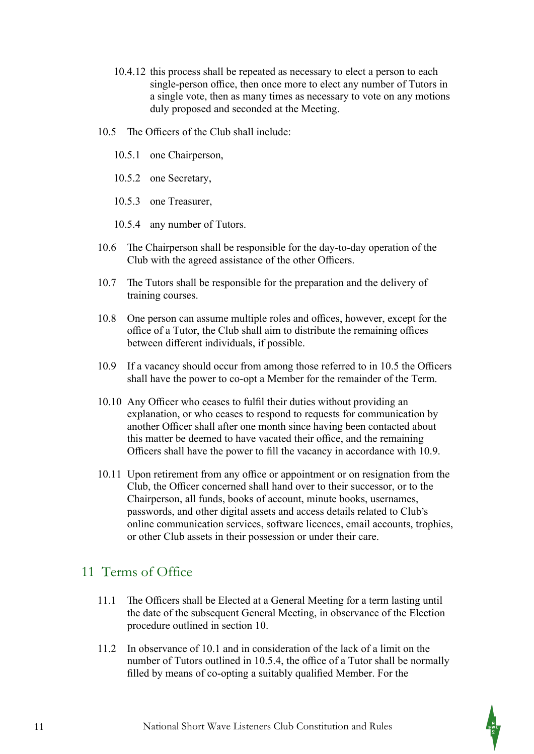10.4.12 this process shall be repeated as necessary to elect a person to each single-person office, then once more to elect any number of Tutors in a single vote, then as many times as necessary to vote on any motions duly proposed and seconded at the Meeting.

10.5 The Officers of the Club shall include:

10.5.1 one Chairperson,

10.5.2 one Secretary,

10.5.3 one Treasurer,

10.5.4 any number of Tutors.

10.6 The Chairperson shall be responsible for the day-to-day operation of the Club with the agreed assistance of the other Officers.

10.7 The Tutors shall be responsible for the preparation and the delivery of training courses.

10.8 One person can assume multiple roles and offices, however, except for the office of a Tutor, the Club shall aim to distribute the remaining offices between different individuals, if possible.

10.9 If a vacancy should occur from among those referred to in 10.5 the Officers shall have the power to co-opt a Member for the remainder of the Term.

10.10 Any Officer who ceases to fulfil their duties without providing an explanation, or who ceases to respond to requests for communication by another Officer shall after one month since having been contacted about this matter be deemed to have vacated their office, and the remaining Officers shall have the power to fill the vacancy in accordance with 10.9.

10.11 Upon retirement from any office or appointment or on resignation from the Club, the Officer concerned shall hand over to their successor, or to the Chairperson, all funds, books of account, minute books, usernames, passwords, and other digital assets and access details related to Club's online communication services, software licences, email accounts, trophies, or other Club assets in their possession or under their care.

## 11 Terms of Office

11.1 The Officers shall be Elected at a General Meeting for a term lasting until the date of the subsequent General Meeting, in observance of the Election procedure outlined in section 10.

11.2 In observance of 10.1 and in consideration of the lack of a limit on the number of Tutors outlined in 10.5.4, the office of a Tutor shall be normally filled by means of co-opting a suitably qualified Member. For the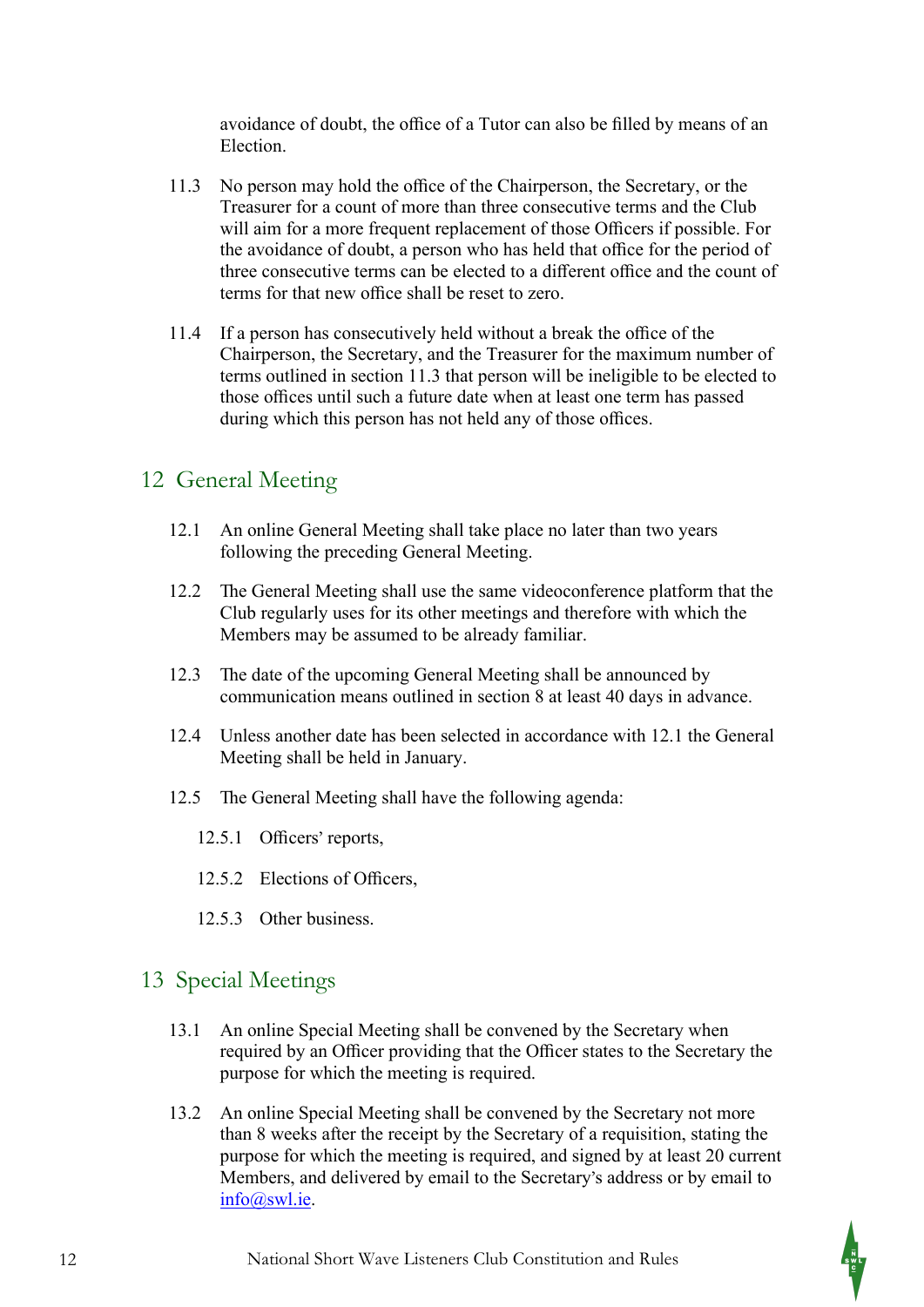avoidance of doubt, the office of a Tutor can also be filled by means of an Election.

11.3 No person may hold the office of the Chairperson, the Secretary, or the Treasurer for a count of more than three consecutive terms and the Club will aim for a more frequent replacement of those Officers if possible. For the avoidance of doubt, a person who has held that office for the period of three consecutive terms can be elected to a different office and the count of terms for that new office shall be reset to zero.

11.4 If a person has consecutively held without a break the office of the Chairperson, the Secretary, and the Treasurer for the maximum number of terms outlined in section 11.3 that person will be ineligible to be elected to those offices until such a future date when at least one term has passed during which this person has not held any of those offices.

## 12 General Meeting

12.1 An online General Meeting shall take place no later than two years following the preceding General Meeting.

12.2 The General Meeting shall use the same videoconference platform that the Club regularly uses for its other meetings and therefore with which the Members may be assumed to be already familiar.

12.3 The date of the upcoming General Meeting shall be announced by communication means outlined in section 8 at least 40 days in advance.

12.4 Unless another date has been selected in accordance with 12.1 the General Meeting shall be held in January.

12.5 The General Meeting shall have the following agenda:

12.5.1 Officers' reports,

12.5.2 Elections of Officers,

12.5.3 Other business.

## 13 Special Meetings

13.1 An online Special Meeting shall be convened by the Secretary when required by an Officer providing that the Officer states to the Secretary the purpose for which the meeting is required.

13.2 An online Special Meeting shall be convened by the Secretary not more than 8 weeks after the receipt by the Secretary of a requisition, stating the purpose for which the meeting is required, and signed by at least 20 current Members, and delivered by email to the Secretary's address or by email to info@swl.ie.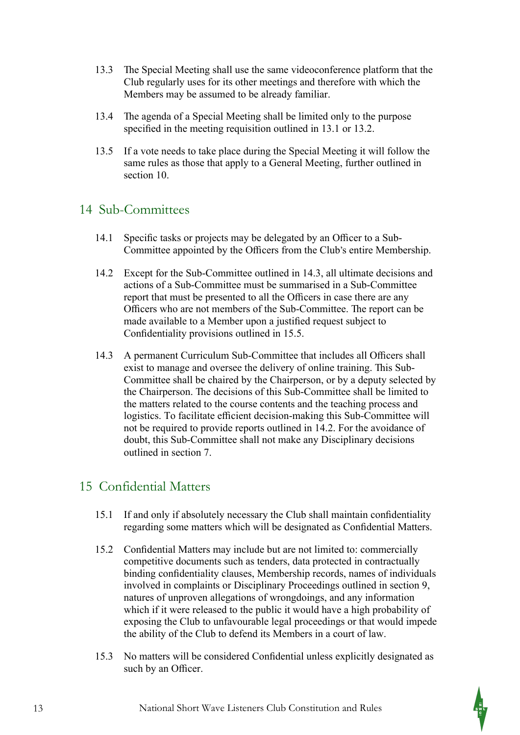13.3 The Special Meeting shall use the same videoconference platform that the Club regularly uses for its other meetings and therefore with which the Members may be assumed to be already familiar.

13.4 The agenda of a Special Meeting shall be limited only to the purpose specified in the meeting requisition outlined in 13.1 or 13.2.

13.5 If a vote needs to take place during the Special Meeting it will follow the same rules as those that apply to a General Meeting, further outlined in section 10.

## 14 Sub-Committees

14.1 Specific tasks or projects may be delegated by an Officer to a Sub-Committee appointed by the Officers from the Club's entire Membership.

14.2 Except for the Sub-Committee outlined in 14.3, all ultimate decisions and actions of a Sub-Committee must be summarised in a Sub-Committee report that must be presented to all the Officers in case there are any Officers who are not members of the Sub-Committee. The report can be made available to a Member upon a justified request subject to Confidentiality provisions outlined in 15.5.

14.3 A permanent Curriculum Sub-Committee that includes all Officers shall exist to manage and oversee the delivery of online training. This Sub-Committee shall be chaired by the Chairperson, or by a deputy selected by the Chairperson. The decisions of this Sub-Committee shall be limited to the matters related to the course contents and the teaching process and logistics. To facilitate efficient decision-making this Sub-Committee will not be required to provide reports outlined in 14.2. For the avoidance of doubt, this Sub-Committee shall not make any Disciplinary decisions outlined in section 7.

## 15 Confidential Matters

15.1 If and only if absolutely necessary the Club shall maintain confidentiality regarding some matters which will be designated as Confidential Matters.

15.2 Confidential Matters may include but are not limited to: commercially competitive documents such as tenders, data protected in contractually binding confidentiality clauses, Membership records, names of individuals involved in complaints or Disciplinary Proceedings outlined in section 9, natures of unproven allegations of wrongdoings, and any information which if it were released to the public it would have a high probability of exposing the Club to unfavourable legal proceedings or that would impede the ability of the Club to defend its Members in a court of law.

15.3 No matters will be considered Confidential unless explicitly designated as such by an Officer.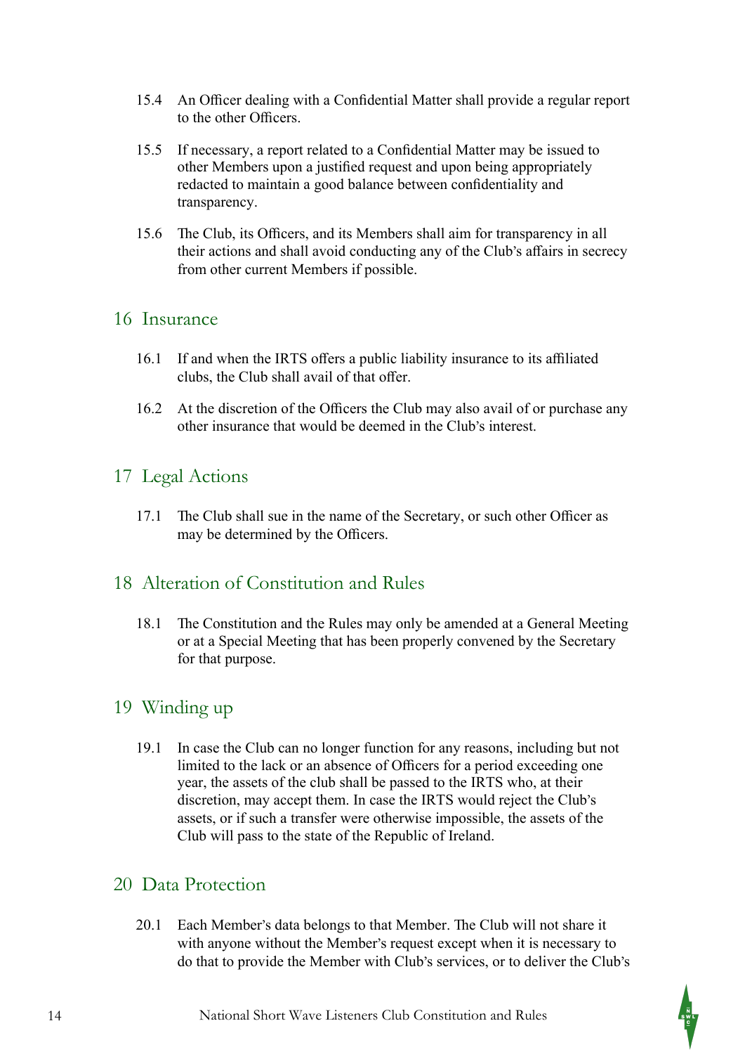15.4 An Officer dealing with a Confidential Matter shall provide a regular report to the other Officers.

15.5 If necessary, a report related to a Confidential Matter may be issued to other Members upon a justified request and upon being appropriately redacted to maintain a good balance between confidentiality and transparency.

15.6 The Club, its Officers, and its Members shall aim for transparency in all their actions and shall avoid conducting any of the Club's affairs in secrecy from other current Members if possible.

## 16 Insurance

16.1 If and when the IRTS offers a public liability insurance to its affiliated clubs, the Club shall avail of that offer.

16.2 At the discretion of the Officers the Club may also avail of or purchase any other insurance that would be deemed in the Club's interest.

## 17 Legal Actions

17.1 The Club shall sue in the name of the Secretary, or such other Officer as may be determined by the Officers.

## 18 Alteration of Constitution and Rules

18.1 The Constitution and the Rules may only be amended at a General Meeting or at a Special Meeting that has been properly convened by the Secretary for that purpose.

## 19 Winding up

19.1 In case the Club can no longer function for any reasons, including but not limited to the lack or an absence of Officers for a period exceeding one year, the assets of the club shall be passed to the IRTS who, at their discretion, may accept them. In case the IRTS would reject the Club's assets, or if such a transfer were otherwise impossible, the assets of the Club will pass to the state of the Republic of Ireland.

## 20 Data Protection

20.1 Each Member's data belongs to that Member. The Club will not share it with anyone without the Member's request except when it is necessary to do that to provide the Member with Club's services, or to deliver the Club's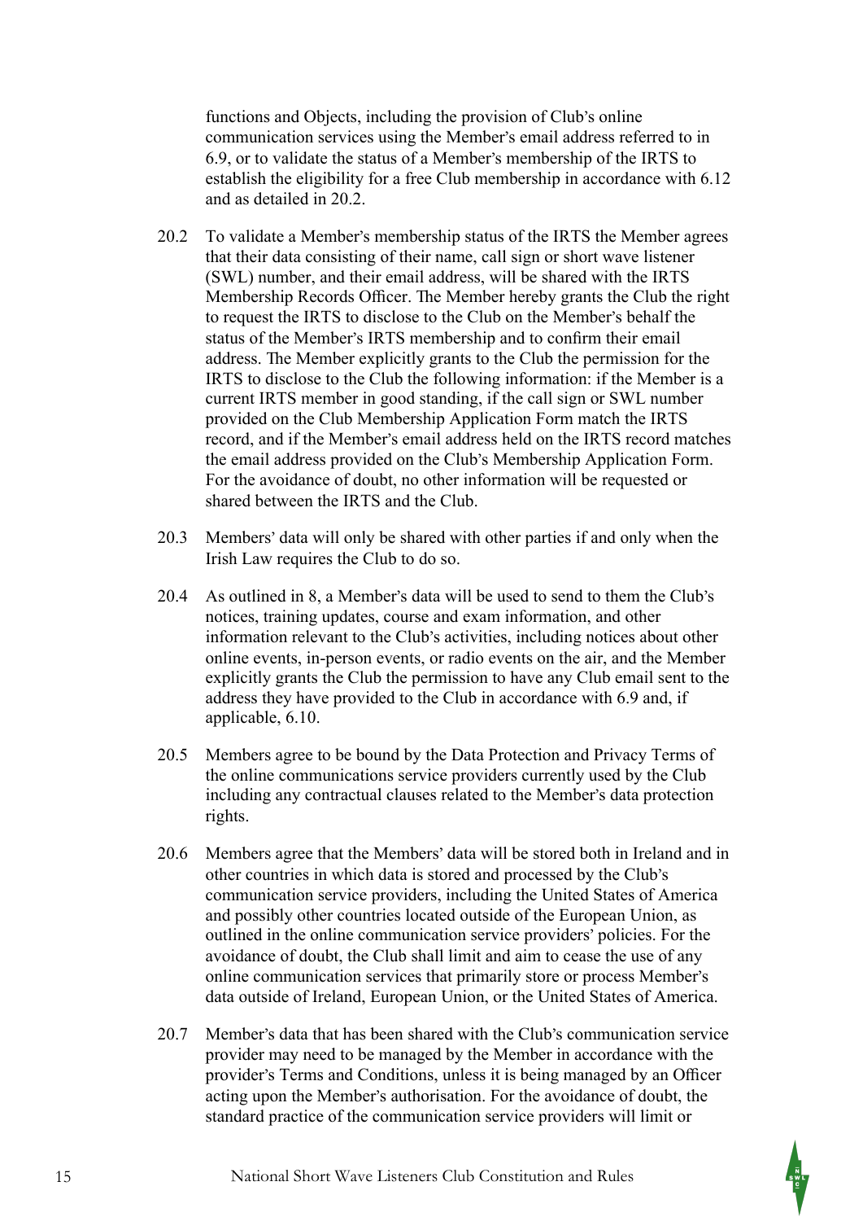functions and Objects, including the provision of Club's online communication services using the Member's email address referred to in 6.9, or to validate the status of a Member's membership of the IRTS to establish the eligibility for a free Club membership in accordance with 6.12 and as detailed in 20.2.

20.2 To validate a Member's membership status of the IRTS the Member agrees that their data consisting of their name, call sign or short wave listener (SWL) number, and their email address, will be shared with the IRTS Membership Records Officer. The Member hereby grants the Club the right to request the IRTS to disclose to the Club on the Member's behalf the status of the Member's IRTS membership and to confirm their email address. The Member explicitly grants to the Club the permission for the IRTS to disclose to the Club the following information: if the Member is a current IRTS member in good standing, if the call sign or SWL number provided on the Club Membership Application Form match the IRTS record, and if the Member's email address held on the IRTS record matches the email address provided on the Club's Membership Application Form. For the avoidance of doubt, no other information will be requested or shared between the IRTS and the Club.

20.3 Members' data will only be shared with other parties if and only when the Irish Law requires the Club to do so.

20.4 As outlined in 8, a Member's data will be used to send to them the Club's notices, training updates, course and exam information, and other information relevant to the Club's activities, including notices about other online events, in-person events, or radio events on the air, and the Member explicitly grants the Club the permission to have any Club email sent to the address they have provided to the Club in accordance with 6.9 and, if applicable, 6.10.

20.5 Members agree to be bound by the Data Protection and Privacy Terms of the online communications service providers currently used by the Club including any contractual clauses related to the Member's data protection rights.

20.6 Members agree that the Members' data will be stored both in Ireland and in other countries in which data is stored and processed by the Club's communication service providers, including the United States of America and possibly other countries located outside of the European Union, as outlined in the online communication service providers' policies. For the avoidance of doubt, the Club shall limit and aim to cease the use of any online communication services that primarily store or process Member's data outside of Ireland, European Union, or the United States of America.

20.7 Member's data that has been shared with the Club's communication service provider may need to be managed by the Member in accordance with the provider's Terms and Conditions, unless it is being managed by an Officer acting upon the Member's authorisation. For the avoidance of doubt, the standard practice of the communication service providers will limit or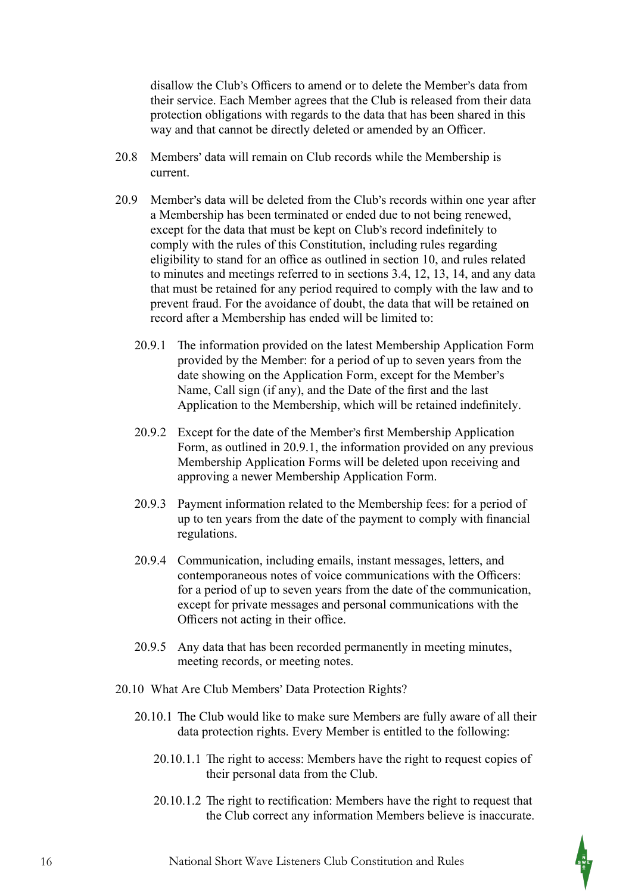disallow the Club's Officers to amend or to delete the Member's data from their service. Each Member agrees that the Club is released from their data protection obligations with regards to the data that has been shared in this way and that cannot be directly deleted or amended by an Officer.

20.8 Members' data will remain on Club records while the Membership is current.

20.9 Member's data will be deleted from the Club's records within one year after a Membership has been terminated or ended due to not being renewed, except for the data that must be kept on Club's record indefinitely to comply with the rules of this Constitution, including rules regarding eligibility to stand for an office as outlined in section 10, and rules related to minutes and meetings referred to in sections 3.4, 12, 13, 14, and any data that must be retained for any period required to comply with the law and to prevent fraud. For the avoidance of doubt, the data that will be retained on record after a Membership has ended will be limited to:

20.9.1 The information provided on the latest Membership Application Form provided by the Member: for a period of up to seven years from the date showing on the Application Form, except for the Member's Name, Call sign (if any), and the Date of the first and the last Application to the Membership, which will be retained indefinitely.

20.9.2 Except for the date of the Member's first Membership Application Form, as outlined in 20.9.1, the information provided on any previous Membership Application Forms will be deleted upon receiving and approving a newer Membership Application Form.

20.9.3 Payment information related to the Membership fees: for a period of up to ten years from the date of the payment to comply with financial regulations.

20.9.4 Communication, including emails, instant messages, letters, and contemporaneous notes of voice communications with the Officers: for a period of up to seven years from the date of the communication, except for private messages and personal communications with the Officers not acting in their office.

20.9.5 Any data that has been recorded permanently in meeting minutes, meeting records, or meeting notes.

20.10 What Are Club Members' Data Protection Rights?

20.10.1 The Club would like to make sure Members are fully aware of all their data protection rights. Every Member is entitled to the following:

20.10.1.1 The right to access: Members have the right to request copies of their personal data from the Club.

20.10.1.2 The right to rectification: Members have the right to request that the Club correct any information Members believe is inaccurate.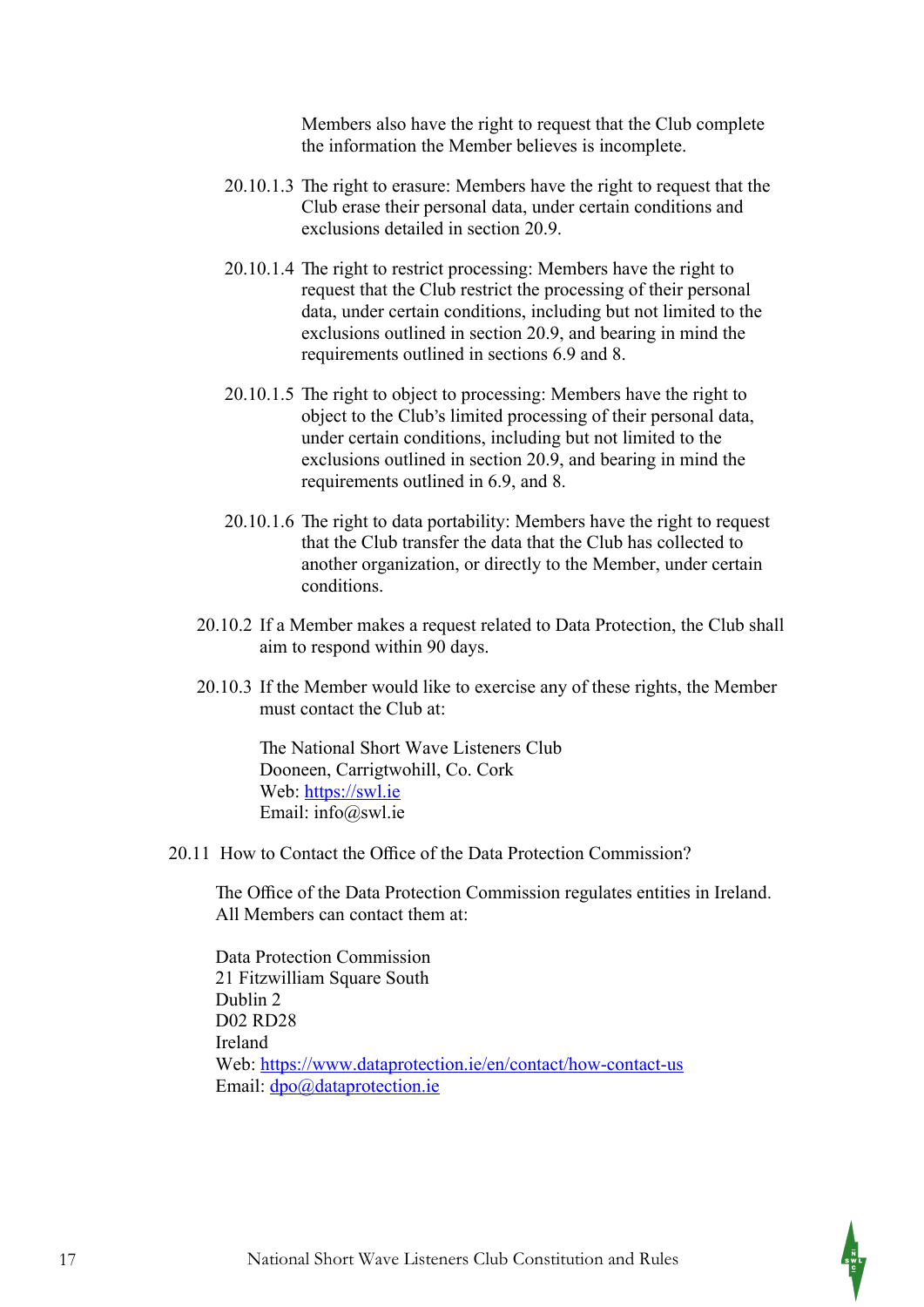Members also have the right to request that the Club complete the information the Member believes is incomplete.

20.10.1.3 The right to erasure: Members have the right to request that the Club erase their personal data, under certain conditions and exclusions detailed in section 20.9.

20.10.1.4 The right to restrict processing: Members have the right to request that the Club restrict the processing of their personal data, under certain conditions, including but not limited to the exclusions outlined in section 20.9, and bearing in mind the requirements outlined in sections 6.9 and 8.

20.10.1.5 The right to object to processing: Members have the right to object to the Club's limited processing of their personal data, under certain conditions, including but not limited to the exclusions outlined in section 20.9, and bearing in mind the requirements outlined in 6.9, and 8.

20.10.1.6 The right to data portability: Members have the right to request that the Club transfer the data that the Club has collected to another organization, or directly to the Member, under certain conditions.

20.10.2 If a Member makes a request related to Data Protection, the Club shall aim to respond within 90 days.

20.10.3 If the Member would like to exercise any of these rights, the Member must contact the Club at:

The National Short Wave Listeners Club
Dooneen, Carrigtwohill, Co. Cork
Web: https://swl.ie
Email: info@swl.ie

20.11 How to Contact the Office of the Data Protection Commission?

The Office of the Data Protection Commission regulates entities in Ireland. All Members can contact them at:

Data Protection Commission
21 Fitzwilliam Square South
Dublin 2
D02 RD28
Ireland
Web: https://www.dataprotection.ie/en/contact/how-contact-us
Email: dpo@dataprotection.ie